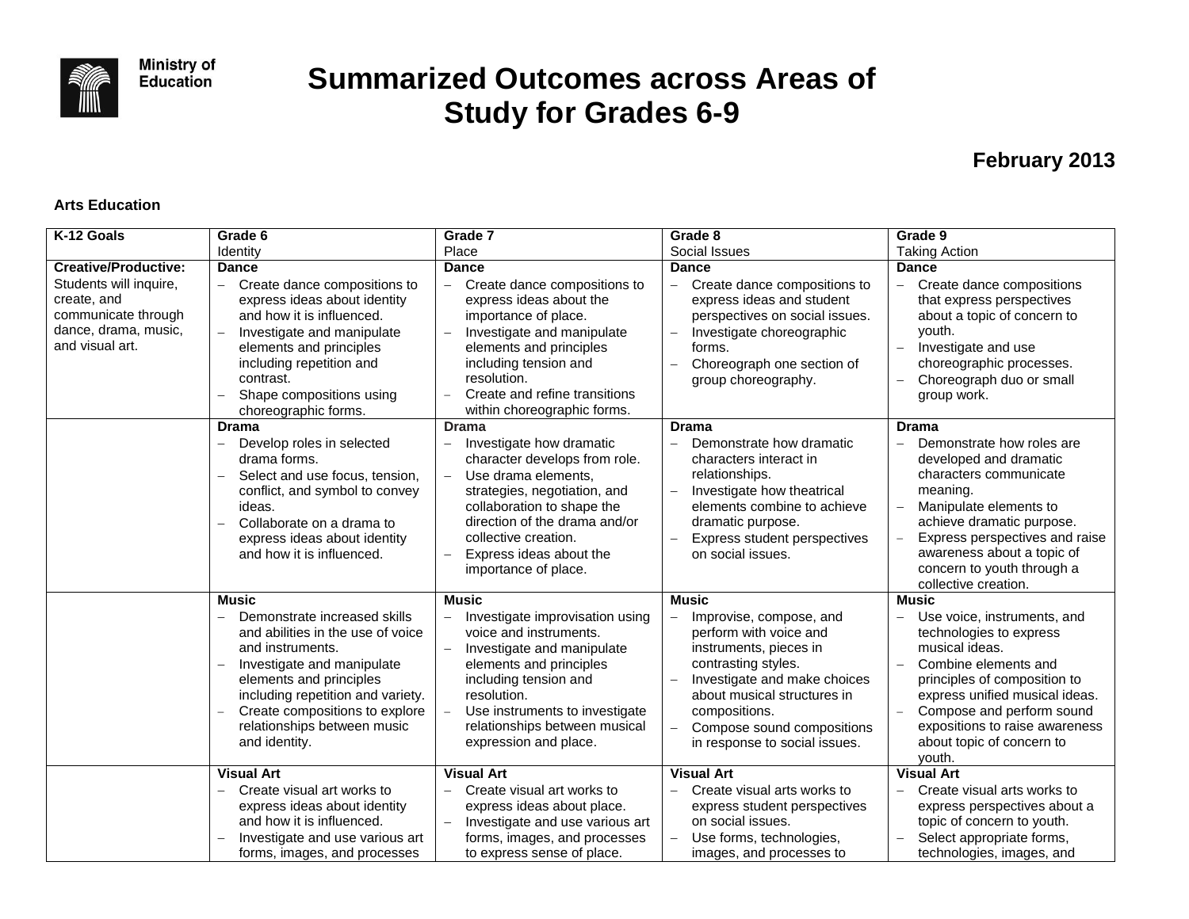Ministry of Education

# Summarized Outcomes across Areas of Study for Grades 6-9

**February 2013**

### Arts Education

| K-12 Goals | Grade 6<br>Identity | Grade 7<br>Place | Grade 8<br>Social Issues | Grade 9<br>Taking Action |
|---|---|---|---|---|
| **Creative/Productive:** Students will inquire, create, and communicate through dance, drama, music, and visual art. | **Dance**<br>– Create dance compositions to express ideas about identity and how it is influenced.<br>– Investigate and manipulate elements and principles including repetition and contrast.<br>– Shape compositions using choreographic forms. | **Dance**<br>– Create dance compositions to express ideas about the importance of place.<br>– Investigate and manipulate elements and principles including tension and resolution.<br>– Create and refine transitions within choreographic forms. | **Dance**<br>– Create dance compositions to express ideas and student perspectives on social issues.<br>– Investigate choreographic forms.<br>– Choreograph one section of group choreography. | **Dance**<br>– Create dance compositions that express perspectives about a topic of concern to youth.<br>– Investigate and use choreographic processes.<br>– Choreograph duo or small group work. |
| | **Drama**<br>– Develop roles in selected drama forms.<br>– Select and use focus, tension, conflict, and symbol to convey ideas.<br>– Collaborate on a drama to express ideas about identity and how it is influenced. | **Drama**<br>– Investigate how dramatic character develops from role.<br>– Use drama elements, strategies, negotiation, and collaboration to shape the direction of the drama and/or collective creation.<br>– Express ideas about the importance of place. | **Drama**<br>– Demonstrate how dramatic characters interact in relationships.<br>– Investigate how theatrical elements combine to achieve dramatic purpose.<br>– Express student perspectives on social issues. | **Drama**<br>– Demonstrate how roles are developed and dramatic characters communicate meaning.<br>– Manipulate elements to achieve dramatic purpose.<br>– Express perspectives and raise awareness about a topic of concern to youth through a collective creation. |
| | **Music**<br>– Demonstrate increased skills and abilities in the use of voice and instruments.<br>– Investigate and manipulate elements and principles including repetition and variety.<br>– Create compositions to explore relationships between music and identity. | **Music**<br>– Investigate improvisation using voice and instruments.<br>– Investigate and manipulate elements and principles including tension and resolution.<br>– Use instruments to investigate relationships between musical expression and place. | **Music**<br>– Improvise, compose, and perform with voice and instruments, pieces in contrasting styles.<br>– Investigate and make choices about musical structures in compositions.<br>– Compose sound compositions in response to social issues. | **Music**<br>– Use voice, instruments, and technologies to express musical ideas.<br>– Combine elements and principles of composition to express unified musical ideas.<br>– Compose and perform sound expositions to raise awareness about topic of concern to youth. |
| | **Visual Art**<br>– Create visual art works to express ideas about identity and how it is influenced.<br>– Investigate and use various art forms, images, and processes | **Visual Art**<br>– Create visual art works to express ideas about place.<br>– Investigate and use various art forms, images, and processes to express sense of place. | **Visual Art**<br>– Create visual arts works to express student perspectives on social issues.<br>– Use forms, technologies, images, and processes to | **Visual Art**<br>– Create visual arts works to express perspectives about a topic of concern to youth.<br>– Select appropriate forms, technologies, images, and |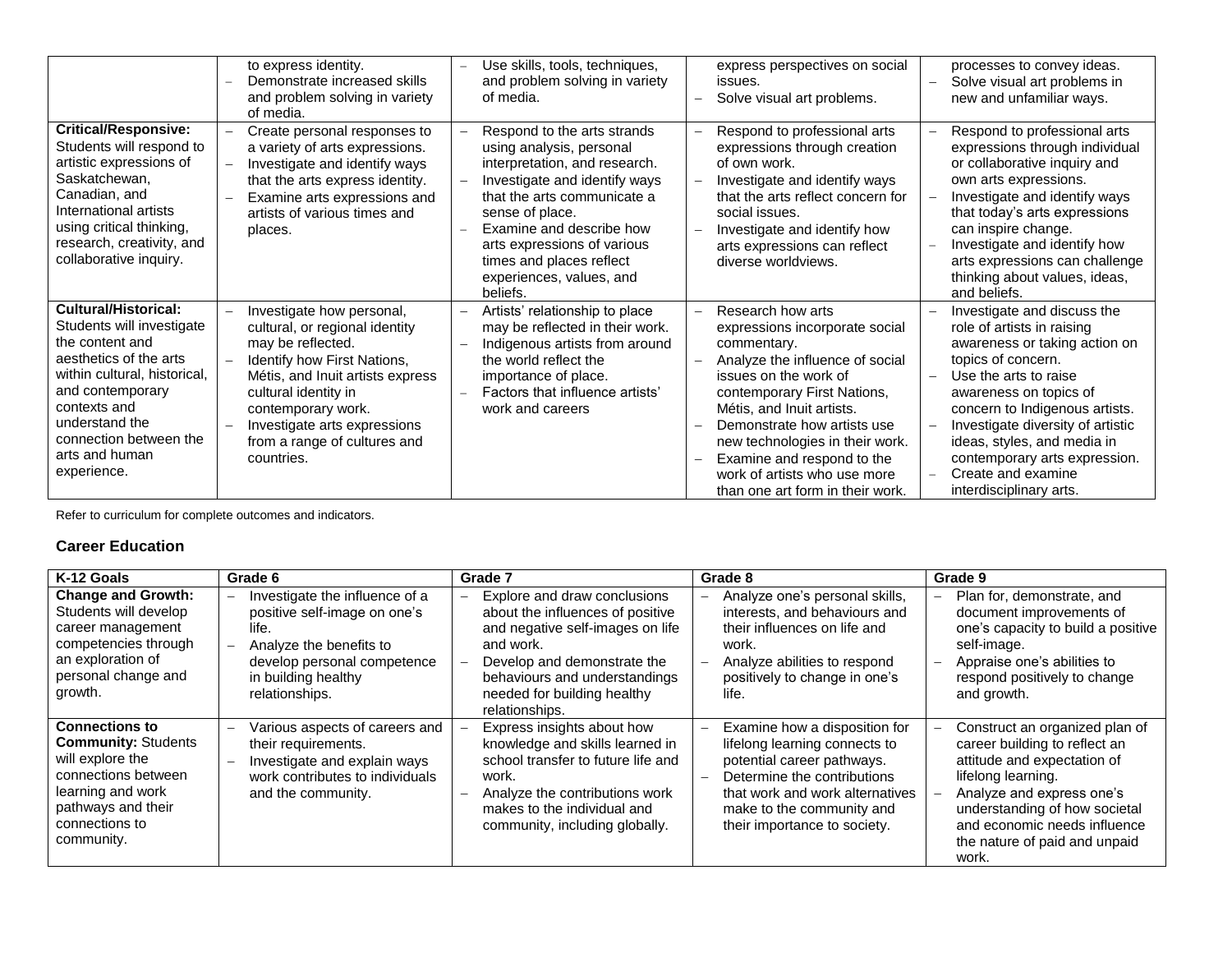| | | | | |
|---|---|---|---|---|
| | to express identity.<br>– Demonstrate increased skills and problem solving in variety of media. | – Use skills, tools, techniques, and problem solving in variety of media. | express perspectives on social issues.<br>– Solve visual art problems. | processes to convey ideas.<br>– Solve visual art problems in new and unfamiliar ways. |
| **Critical/Responsive:** Students will respond to artistic expressions of Saskatchewan, Canadian, and International artists using critical thinking, research, creativity, and collaborative inquiry. | – Create personal responses to a variety of arts expressions.<br>– Investigate and identify ways that the arts express identity.<br>– Examine arts expressions and artists of various times and places. | – Respond to the arts strands using analysis, personal interpretation, and research.<br>– Investigate and identify ways that the arts communicate a sense of place.<br>– Examine and describe how arts expressions of various times and places reflect experiences, values, and beliefs. | – Respond to professional arts expressions through creation of own work.<br>– Investigate and identify ways that the arts reflect concern for social issues.<br>– Investigate and identify how arts expressions can reflect diverse worldviews. | – Respond to professional arts expressions through individual or collaborative inquiry and own arts expressions.<br>– Investigate and identify ways that today's arts expressions can inspire change.<br>– Investigate and identify how arts expressions can challenge thinking about values, ideas, and beliefs. |
| **Cultural/Historical:** Students will investigate the content and aesthetics of the arts within cultural, historical, and contemporary contexts and understand the connection between the arts and human experience. | – Investigate how personal, cultural, or regional identity may be reflected.<br>– Identify how First Nations, Métis, and Inuit artists express cultural identity in contemporary work.<br>– Investigate arts expressions from a range of cultures and countries. | – Artists' relationship to place may be reflected in their work.<br>– Indigenous artists from around the world reflect the importance of place.<br>– Factors that influence artists' work and careers | – Research how arts expressions incorporate social commentary.<br>– Analyze the influence of social issues on the work of contemporary First Nations, Métis, and Inuit artists.<br>– Demonstrate how artists use new technologies in their work.<br>– Examine and respond to the work of artists who use more than one art form in their work. | – Investigate and discuss the role of artists in raising awareness or taking action on topics of concern.<br>– Use the arts to raise awareness on topics of concern to Indigenous artists.<br>– Investigate diversity of artistic ideas, styles, and media in contemporary arts expression.<br>– Create and examine interdisciplinary arts. |

Refer to curriculum for complete outcomes and indicators.

## Career Education

| K-12 Goals | Grade 6 | Grade 7 | Grade 8 | Grade 9 |
|---|---|---|---|---|
| **Change and Growth:** Students will develop career management competencies through an exploration of personal change and growth. | – Investigate the influence of a positive self-image on one's life.<br>– Analyze the benefits to develop personal competence in building healthy relationships. | – Explore and draw conclusions about the influences of positive and negative self-images on life and work.<br>– Develop and demonstrate the behaviours and understandings needed for building healthy relationships. | – Analyze one's personal skills, interests, and behaviours and their influences on life and work.<br>– Analyze abilities to respond positively to change in one's life. | – Plan for, demonstrate, and document improvements of one's capacity to build a positive self-image.<br>– Appraise one's abilities to respond positively to change and growth. |
| **Connections to Community:** Students will explore the connections between learning and work pathways and their connections to community. | – Various aspects of careers and their requirements.<br>– Investigate and explain ways work contributes to individuals and the community. | – Express insights about how knowledge and skills learned in school transfer to future life and work.<br>– Analyze the contributions work makes to the individual and community, including globally. | – Examine how a disposition for lifelong learning connects to potential career pathways.<br>– Determine the contributions that work and work alternatives make to the community and their importance to society. | – Construct an organized plan of career building to reflect an attitude and expectation of lifelong learning.<br>– Analyze and express one's understanding of how societal and economic needs influence the nature of paid and unpaid work. |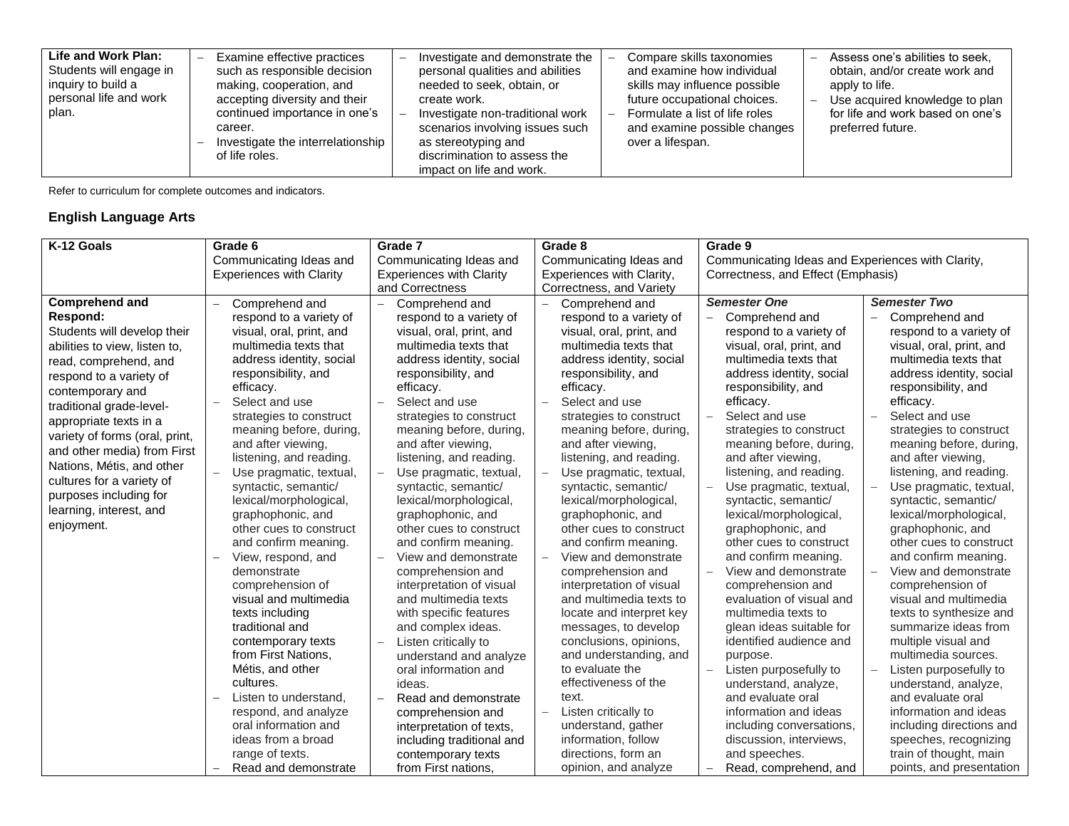| Life and Work Plan: Students will engage in inquiry to build a personal life and work plan. | – Examine effective practices such as responsible decision making, cooperation, and accepting diversity and their continued importance in one's career.<br>– Investigate the interrelationship of life roles. | – Investigate and demonstrate the personal qualities and abilities needed to seek, obtain, or create work.<br>– Investigate non-traditional work scenarios involving issues such as stereotyping and discrimination to assess the impact on life and work. | – Compare skills taxonomies and examine how individual skills may influence possible future occupational choices.<br>– Formulate a list of life roles and examine possible changes over a lifespan. | – Assess one's abilities to seek, obtain, and/or create work and apply to life.<br>– Use acquired knowledge to plan for life and work based on one's preferred future. |
|---|---|---|---|---|

Refer to curriculum for complete outcomes and indicators.

## English Language Arts

| K-12 Goals | Grade 6<br>Communicating Ideas and Experiences with Clarity | Grade 7<br>Communicating Ideas and Experiences with Clarity and Correctness | Grade 8<br>Communicating Ideas and Experiences with Clarity, Correctness, and Variety | Grade 9<br>Communicating Ideas and Experiences with Clarity, Correctness, and Effect (Emphasis) | |
|---|---|---|---|---|---|
| | | | | ***Semester One*** | ***Semester Two*** |
| **Comprehend and Respond:** Students will develop their abilities to view, listen to, read, comprehend, and respond to a variety of contemporary and traditional grade-level-appropriate texts in a variety of forms (oral, print, and other media) from First Nations, Métis, and other cultures for a variety of purposes including for learning, interest, and enjoyment. | – Comprehend and respond to a variety of visual, oral, print, and multimedia texts that address identity, social responsibility, and efficacy.<br>– Select and use strategies to construct meaning before, during, and after viewing, listening, and reading.<br>– Use pragmatic, textual, syntactic, semantic/ lexical/morphological, graphophonic, and other cues to construct and confirm meaning.<br>– View, respond, and demonstrate comprehension of visual and multimedia texts including traditional and contemporary texts from First Nations, Métis, and other cultures.<br>– Listen to understand, respond, and analyze oral information and ideas from a broad range of texts.<br>– Read and demonstrate | – Comprehend and respond to a variety of visual, oral, print, and multimedia texts that address identity, social responsibility, and efficacy.<br>– Select and use strategies to construct meaning before, during, and after viewing, listening, and reading.<br>– Use pragmatic, textual, syntactic, semantic/ lexical/morphological, graphophonic, and other cues to construct and confirm meaning.<br>– View and demonstrate comprehension and interpretation of visual and multimedia texts with specific features and complex ideas.<br>– Listen critically to understand and analyze oral information and ideas.<br>– Read and demonstrate comprehension and interpretation of texts, including traditional and contemporary texts from First nations, | – Comprehend and respond to a variety of visual, oral, print, and multimedia texts that address identity, social responsibility, and efficacy.<br>– Select and use strategies to construct meaning before, during, and after viewing, listening, and reading.<br>– Use pragmatic, textual, syntactic, semantic/ lexical/morphological, graphophonic, and other cues to construct and confirm meaning.<br>– View and demonstrate comprehension and interpretation of visual and multimedia texts to locate and interpret key messages, to develop conclusions, opinions, and understanding, and to evaluate the effectiveness of the text.<br>– Listen critically to understand, gather information, follow directions, form an opinion, and analyze | – Comprehend and respond to a variety of visual, oral, print, and multimedia texts that address identity, social responsibility, and efficacy.<br>– Select and use strategies to construct meaning before, during, and after viewing, listening, and reading.<br>– Use pragmatic, textual, syntactic, semantic/ lexical/morphological, graphophonic, and other cues to construct and confirm meaning.<br>– View and demonstrate comprehension and evaluation of visual and multimedia texts to glean ideas suitable for identified audience and purpose.<br>– Listen purposefully to understand, analyze, and evaluate oral information and ideas including conversations, discussion, interviews, and speeches.<br>– Read, comprehend, and | – Comprehend and respond to a variety of visual, oral, print, and multimedia texts that address identity, social responsibility, and efficacy.<br>– Select and use strategies to construct meaning before, during, and after viewing, listening, and reading.<br>– Use pragmatic, textual, syntactic, semantic/ lexical/morphological, graphophonic, and other cues to construct and confirm meaning.<br>– View and demonstrate comprehension of visual and multimedia texts to synthesize and summarize ideas from multiple visual and multimedia sources.<br>– Listen purposefully to understand, analyze, and evaluate oral information and ideas including directions and speeches, recognizing train of thought, main points, and presentation |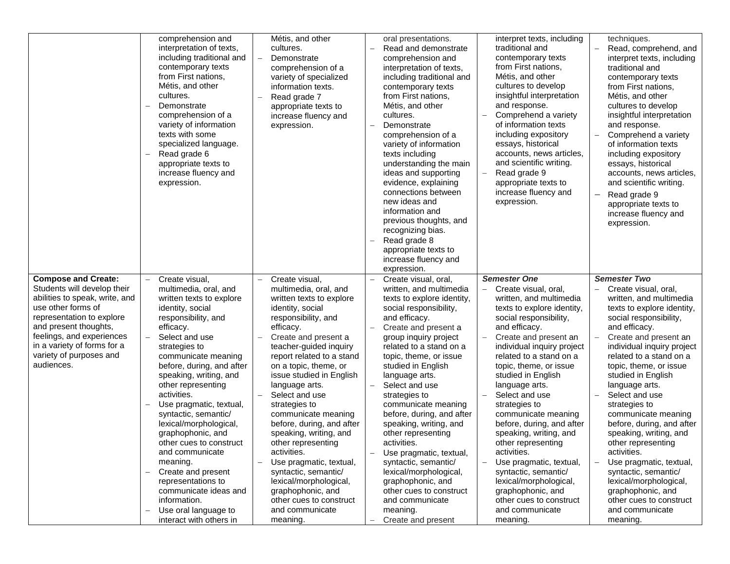| | | | | | |
|---|---|---|---|---|---|
| | comprehension and interpretation of texts, including traditional and contemporary texts from First nations, Métis, and other cultures.<br>– Demonstrate comprehension of a variety of information texts with some specialized language.<br>– Read grade 6 appropriate texts to increase fluency and expression. | Métis, and other cultures.<br>– Demonstrate comprehension of a variety of specialized information texts.<br>– Read grade 7 appropriate texts to increase fluency and expression. | oral presentations.<br>– Read and demonstrate comprehension and interpretation of texts, including traditional and contemporary texts from First nations, Métis, and other cultures.<br>– Demonstrate comprehension of a variety of information texts including understanding the main ideas and supporting evidence, explaining connections between new ideas and information and previous thoughts, and recognizing bias.<br>– Read grade 8 appropriate texts to increase fluency and expression. | interpret texts, including traditional and contemporary texts from First nations, Métis, and other cultures to develop insightful interpretation and response.<br>– Comprehend a variety of information texts including expository essays, historical accounts, news articles, and scientific writing.<br>– Read grade 9 appropriate texts to increase fluency and expression. | techniques.<br>– Read, comprehend, and interpret texts, including traditional and contemporary texts from First nations, Métis, and other cultures to develop insightful interpretation and response.<br>– Comprehend a variety of information texts including expository essays, historical accounts, news articles, and scientific writing.<br>– Read grade 9 appropriate texts to increase fluency and expression. |
| **Compose and Create:** Students will develop their abilities to speak, write, and use other forms of representation to explore and present thoughts, feelings, and experiences in a variety of forms for a variety of purposes and audiences. | – Create visual, multimedia, oral, and written texts to explore identity, social responsibility, and efficacy.<br>– Select and use strategies to communicate meaning before, during, and after speaking, writing, and other representing activities.<br>– Use pragmatic, textual, syntactic, semantic/ lexical/morphological, graphophonic, and other cues to construct and communicate meaning.<br>– Create and present representations to communicate ideas and information.<br>– Use oral language to interact with others in | – Create visual, multimedia, oral, and written texts to explore identity, social responsibility, and efficacy.<br>– Create and present a teacher-guided inquiry report related to a stand on a topic, theme, or issue studied in English language arts.<br>– Select and use strategies to communicate meaning before, during, and after speaking, writing, and other representing activities.<br>– Use pragmatic, textual, syntactic, semantic/ lexical/morphological, graphophonic, and other cues to construct and communicate meaning. | – Create visual, oral, written, and multimedia texts to explore identity, social responsibility, and efficacy.<br>– Create and present a group inquiry project related to a stand on a topic, theme, or issue studied in English language arts.<br>– Select and use strategies to communicate meaning before, during, and after speaking, writing, and other representing activities.<br>– Use pragmatic, textual, syntactic, semantic/ lexical/morphological, graphophonic, and other cues to construct and communicate meaning.<br>– Create and present | ***Semester One***<br>– Create visual, oral, written, and multimedia texts to explore identity, social responsibility, and efficacy.<br>– Create and present an individual inquiry project related to a stand on a topic, theme, or issue studied in English language arts.<br>– Select and use strategies to communicate meaning before, during, and after speaking, writing, and other representing activities.<br>– Use pragmatic, textual, syntactic, semantic/ lexical/morphological, graphophonic, and other cues to construct and communicate meaning. | ***Semester Two***<br>– Create visual, oral, written, and multimedia texts to explore identity, social responsibility, and efficacy.<br>– Create and present an individual inquiry project related to a stand on a topic, theme, or issue studied in English language arts.<br>– Select and use strategies to communicate meaning before, during, and after speaking, writing, and other representing activities.<br>– Use pragmatic, textual, syntactic, semantic/ lexical/morphological, graphophonic, and other cues to construct and communicate meaning. |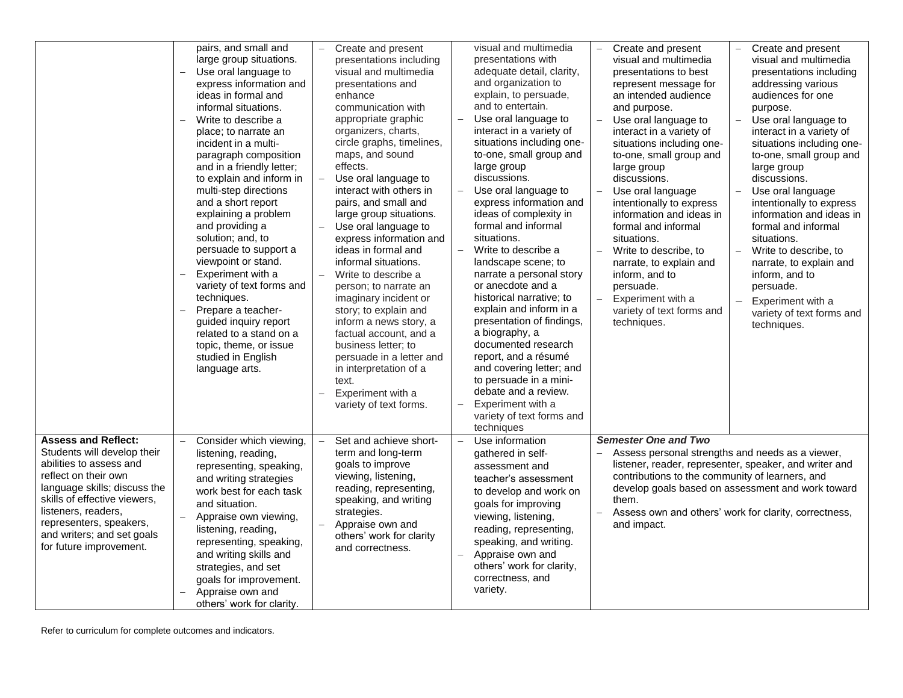| | | | | | |
|---|---|---|---|---|---|
| | pairs, and small and large group situations. – Use oral language to express information and ideas in formal and informal situations. – Write to describe a place; to narrate an incident in a multi-paragraph composition and in a friendly letter; to explain and inform in multi-step directions and a short report explaining a problem and providing a solution; and, to persuade to support a viewpoint or stand. – Experiment with a variety of text forms and techniques. – Prepare a teacher-guided inquiry report related to a stand on a topic, theme, or issue studied in English language arts. | – Create and present presentations including visual and multimedia presentations and enhance communication with appropriate graphic organizers, charts, circle graphs, timelines, maps, and sound effects. – Use oral language to interact with others in pairs, and small and large group situations. – Use oral language to express information and ideas in formal and informal situations. – Write to describe a person; to narrate an imaginary incident or story; to explain and inform a news story, a factual account, and a business letter; to persuade in a letter and in interpretation of a text. – Experiment with a variety of text forms. | visual and multimedia presentations with adequate detail, clarity, and organization to explain, to persuade, and to entertain. – Use oral language to interact in a variety of situations including one-to-one, small group and large group discussions. – Use oral language to express information and ideas of complexity in formal and informal situations. – Write to describe a landscape scene; to narrate a personal story or anecdote and a historical narrative; to explain and inform in a presentation of findings, a biography, a documented research report, and a résumé and covering letter; and to persuade in a mini-debate and a review. – Experiment with a variety of text forms and techniques | – Create and present visual and multimedia presentations to best represent message for an intended audience and purpose. – Use oral language to interact in a variety of situations including one-to-one, small group and large group discussions. – Use oral language intentionally to express information and ideas in formal and informal situations. – Write to describe, to narrate, to explain and inform, and to persuade. – Experiment with a variety of text forms and techniques. | – Create and present visual and multimedia presentations including addressing various audiences for one purpose. – Use oral language to interact in a variety of situations including one-to-one, small group and large group discussions. – Use oral language intentionally to express information and ideas in formal and informal situations. – Write to describe, to narrate, to explain and inform, and to persuade. – Experiment with a variety of text forms and techniques. |
| **Assess and Reflect:** Students will develop their abilities to assess and reflect on their own language skills; discuss the skills of effective viewers, listeners, readers, representers, speakers, and writers; and set goals for future improvement. | – Consider which viewing, listening, reading, representing, speaking, and writing strategies work best for each task and situation. – Appraise own viewing, listening, reading, representing, speaking, and writing skills and strategies, and set goals for improvement. – Appraise own and others' work for clarity. | – Set and achieve short-term and long-term goals to improve viewing, listening, reading, representing, speaking, and writing strategies. – Appraise own and others' work for clarity and correctness. | – Use information gathered in self-assessment and teacher's assessment to develop and work on goals for improving viewing, listening, reading, representing, speaking, and writing. – Appraise own and others' work for clarity, correctness, and variety. | ***Semester One and Two*** – Assess personal strengths and needs as a viewer, listener, reader, representer, speaker, and writer and contributions to the community of learners, and develop goals based on assessment and work toward them. – Assess own and others' work for clarity, correctness, and impact. | |

Refer to curriculum for complete outcomes and indicators.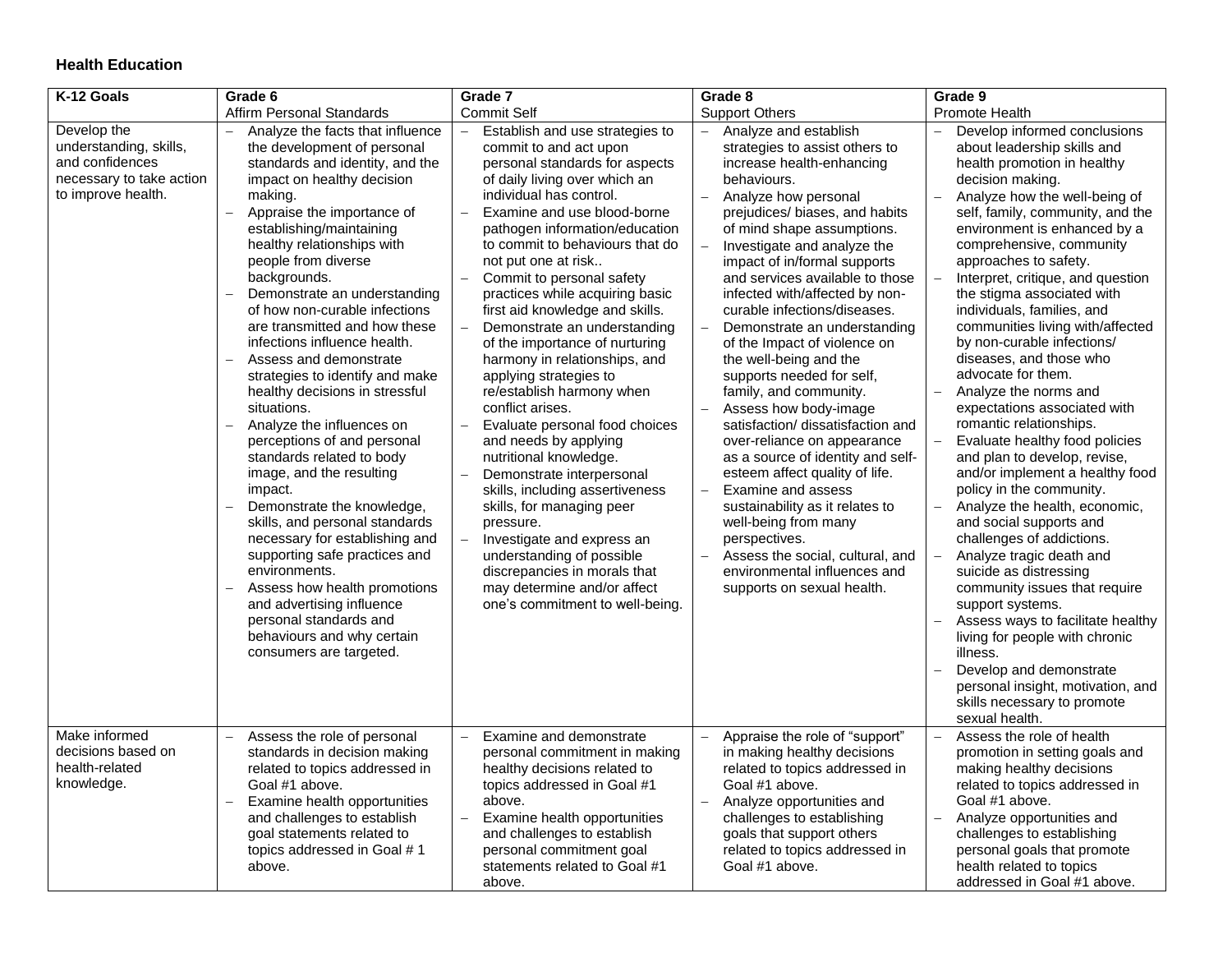### Health Education

| K-12 Goals | Grade 6<br>Affirm Personal Standards | Grade 7<br>Commit Self | Grade 8<br>Support Others | Grade 9<br>Promote Health |
|---|---|---|---|---|
| Develop the understanding, skills, and confidences necessary to take action to improve health. | – Analyze the facts that influence the development of personal standards and identity, and the impact on healthy decision making.<br>– Appraise the importance of establishing/maintaining healthy relationships with people from diverse backgrounds.<br>– Demonstrate an understanding of how non-curable infections are transmitted and how these infections influence health.<br>– Assess and demonstrate strategies to identify and make healthy decisions in stressful situations.<br>– Analyze the influences on perceptions of and personal standards related to body image, and the resulting impact.<br>– Demonstrate the knowledge, skills, and personal standards necessary for establishing and supporting safe practices and environments.<br>– Assess how health promotions and advertising influence personal standards and behaviours and why certain consumers are targeted. | – Establish and use strategies to commit to and act upon personal standards for aspects of daily living over which an individual has control.<br>– Examine and use blood-borne pathogen information/education to commit to behaviours that do not put one at risk..<br>– Commit to personal safety practices while acquiring basic first aid knowledge and skills.<br>– Demonstrate an understanding of the importance of nurturing harmony in relationships, and applying strategies to re/establish harmony when conflict arises.<br>– Evaluate personal food choices and needs by applying nutritional knowledge.<br>– Demonstrate interpersonal skills, including assertiveness skills, for managing peer pressure.<br>– Investigate and express an understanding of possible discrepancies in morals that may determine and/or affect one's commitment to well-being. | – Analyze and establish strategies to assist others to increase health-enhancing behaviours.<br>– Analyze how personal prejudices/ biases, and habits of mind shape assumptions.<br>– Investigate and analyze the impact of in/formal supports and services available to those infected with/affected by non-curable infections/diseases.<br>– Demonstrate an understanding of the Impact of violence on the well-being and the supports needed for self, family, and community.<br>– Assess how body-image satisfaction/ dissatisfaction and over-reliance on appearance as a source of identity and self-esteem affect quality of life.<br>– Examine and assess sustainability as it relates to well-being from many perspectives.<br>– Assess the social, cultural, and environmental influences and supports on sexual health. | – Develop informed conclusions about leadership skills and health promotion in healthy decision making.<br>– Analyze how the well-being of self, family, community, and the environment is enhanced by a comprehensive, community approaches to safety.<br>– Interpret, critique, and question the stigma associated with individuals, families, and communities living with/affected by non-curable infections/ diseases, and those who advocate for them.<br>– Analyze the norms and expectations associated with romantic relationships.<br>– Evaluate healthy food policies and plan to develop, revise, and/or implement a healthy food policy in the community.<br>– Analyze the health, economic, and social supports and challenges of addictions.<br>– Analyze tragic death and suicide as distressing community issues that require support systems.<br>– Assess ways to facilitate healthy living for people with chronic illness.<br>– Develop and demonstrate personal insight, motivation, and skills necessary to promote sexual health. |
| Make informed decisions based on health-related knowledge. | – Assess the role of personal standards in decision making related to topics addressed in Goal #1 above.<br>– Examine health opportunities and challenges to establish goal statements related to topics addressed in Goal # 1 above. | – Examine and demonstrate personal commitment in making healthy decisions related to topics addressed in Goal #1 above.<br>– Examine health opportunities and challenges to establish personal commitment goal statements related to Goal #1 above. | – Appraise the role of "support" in making healthy decisions related to topics addressed in Goal #1 above.<br>– Analyze opportunities and challenges to establishing goals that support others related to topics addressed in Goal #1 above. | – Assess the role of health promotion in setting goals and making healthy decisions related to topics addressed in Goal #1 above.<br>– Analyze opportunities and challenges to establishing personal goals that promote health related to topics addressed in Goal #1 above. |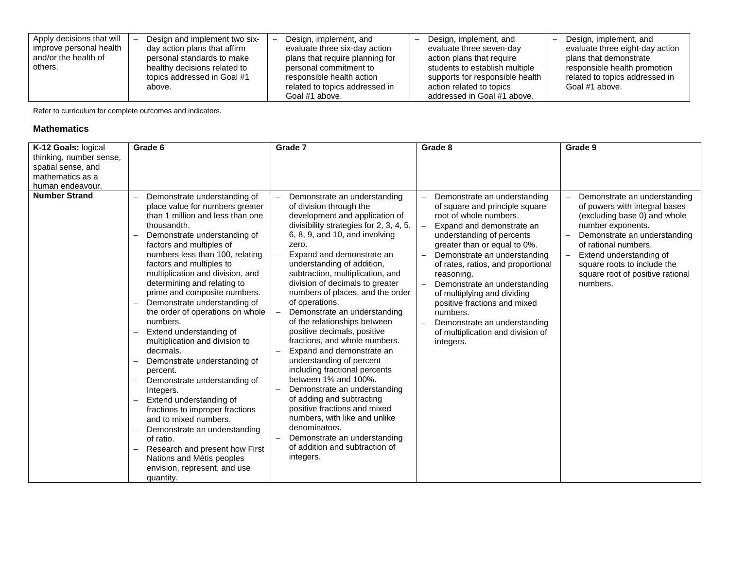| Apply decisions that will improve personal health and/or the health of others. | – Design and implement two six-day action plans that affirm personal standards to make healthy decisions related to topics addressed in Goal #1 above. | – Design, implement, and evaluate three six-day action plans that require planning for personal commitment to responsible health action related to topics addressed in Goal #1 above. | – Design, implement, and evaluate three seven-day action plans that require students to establish multiple supports for responsible health action related to topics addressed in Goal #1 above. | – Design, implement, and evaluate three eight-day action plans that demonstrate responsible health promotion related to topics addressed in Goal #1 above. |
|---|---|---|---|---|

Refer to curriculum for complete outcomes and indicators.

### Mathematics

| **K-12 Goals:** logical thinking, number sense, spatial sense, and mathematics as a human endeavour. | **Grade 6** | **Grade 7** | **Grade 8** | **Grade 9** |
|---|---|---|---|---|
| **Number Strand** | – Demonstrate understanding of place value for numbers greater than 1 million and less than one thousandth.<br>– Demonstrate understanding of factors and multiples of numbers less than 100, relating factors and multiples to multiplication and division, and determining and relating to prime and composite numbers.<br>– Demonstrate understanding of the order of operations on whole numbers.<br>– Extend understanding of multiplication and division to decimals.<br>– Demonstrate understanding of percent.<br>– Demonstrate understanding of Integers.<br>– Extend understanding of fractions to improper fractions and to mixed numbers.<br>– Demonstrate an understanding of ratio.<br>– Research and present how First Nations and Métis peoples envision, represent, and use quantity. | – Demonstrate an understanding of division through the development and application of divisibility strategies for 2, 3, 4, 5, 6, 8, 9, and 10, and involving zero.<br>– Expand and demonstrate an understanding of addition, subtraction, multiplication, and division of decimals to greater numbers of places, and the order of operations.<br>– Demonstrate an understanding of the relationships between positive decimals, positive fractions, and whole numbers.<br>– Expand and demonstrate an understanding of percent including fractional percents between 1% and 100%.<br>– Demonstrate an understanding of adding and subtracting positive fractions and mixed numbers, with like and unlike denominators.<br>– Demonstrate an understanding of addition and subtraction of integers. | – Demonstrate an understanding of square and principle square root of whole numbers.<br>– Expand and demonstrate an understanding of percents greater than or equal to 0%.<br>– Demonstrate an understanding of rates, ratios, and proportional reasoning.<br>– Demonstrate an understanding of multiplying and dividing positive fractions and mixed numbers.<br>– Demonstrate an understanding of multiplication and division of integers. | – Demonstrate an understanding of powers with integral bases (excluding base 0) and whole number exponents.<br>– Demonstrate an understanding of rational numbers.<br>– Extend understanding of square roots to include the square root of positive rational numbers. |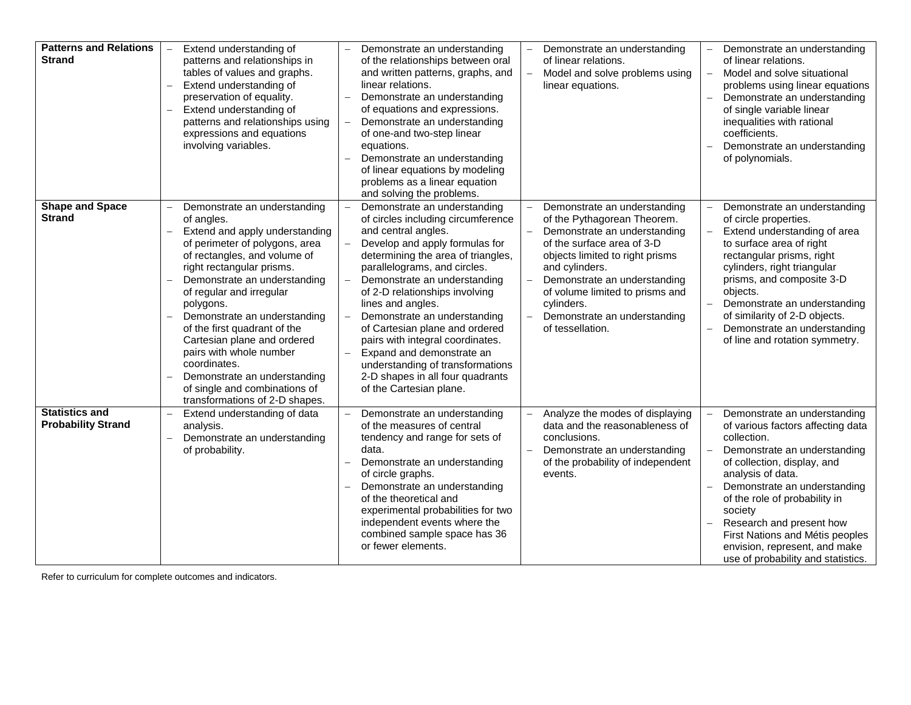| | | | | |
|---|---|---|---|---|
| **Patterns and Relations Strand** | – Extend understanding of patterns and relationships in tables of values and graphs.<br>– Extend understanding of preservation of equality.<br>– Extend understanding of patterns and relationships using expressions and equations involving variables. | – Demonstrate an understanding of the relationships between oral and written patterns, graphs, and linear relations.<br>– Demonstrate an understanding of equations and expressions.<br>– Demonstrate an understanding of one-and two-step linear equations.<br>– Demonstrate an understanding of linear equations by modeling problems as a linear equation and solving the problems. | – Demonstrate an understanding of linear relations.<br>– Model and solve problems using linear equations. | – Demonstrate an understanding of linear relations.<br>– Model and solve situational problems using linear equations<br>– Demonstrate an understanding of single variable linear inequalities with rational coefficients.<br>– Demonstrate an understanding of polynomials. |
| **Shape and Space Strand** | – Demonstrate an understanding of angles.<br>– Extend and apply understanding of perimeter of polygons, area of rectangles, and volume of right rectangular prisms.<br>– Demonstrate an understanding of regular and irregular polygons.<br>– Demonstrate an understanding of the first quadrant of the Cartesian plane and ordered pairs with whole number coordinates.<br>– Demonstrate an understanding of single and combinations of transformations of 2-D shapes. | – Demonstrate an understanding of circles including circumference and central angles.<br>– Develop and apply formulas for determining the area of triangles, parallelograms, and circles.<br>– Demonstrate an understanding of 2-D relationships involving lines and angles.<br>– Demonstrate an understanding of Cartesian plane and ordered pairs with integral coordinates.<br>– Expand and demonstrate an understanding of transformations 2-D shapes in all four quadrants of the Cartesian plane. | – Demonstrate an understanding of the Pythagorean Theorem.<br>– Demonstrate an understanding of the surface area of 3-D objects limited to right prisms and cylinders.<br>– Demonstrate an understanding of volume limited to prisms and cylinders.<br>– Demonstrate an understanding of tessellation. | – Demonstrate an understanding of circle properties.<br>– Extend understanding of area to surface area of right rectangular prisms, right cylinders, right triangular prisms, and composite 3-D objects.<br>– Demonstrate an understanding of similarity of 2-D objects.<br>– Demonstrate an understanding of line and rotation symmetry. |
| **Statistics and Probability Strand** | – Extend understanding of data analysis.<br>– Demonstrate an understanding of probability. | – Demonstrate an understanding of the measures of central tendency and range for sets of data.<br>– Demonstrate an understanding of circle graphs.<br>– Demonstrate an understanding of the theoretical and experimental probabilities for two independent events where the combined sample space has 36 or fewer elements. | – Analyze the modes of displaying data and the reasonableness of conclusions.<br>– Demonstrate an understanding of the probability of independent events. | – Demonstrate an understanding of various factors affecting data collection.<br>– Demonstrate an understanding of collection, display, and analysis of data.<br>– Demonstrate an understanding of the role of probability in society<br>– Research and present how First Nations and Métis peoples envision, represent, and make use of probability and statistics. |

Refer to curriculum for complete outcomes and indicators.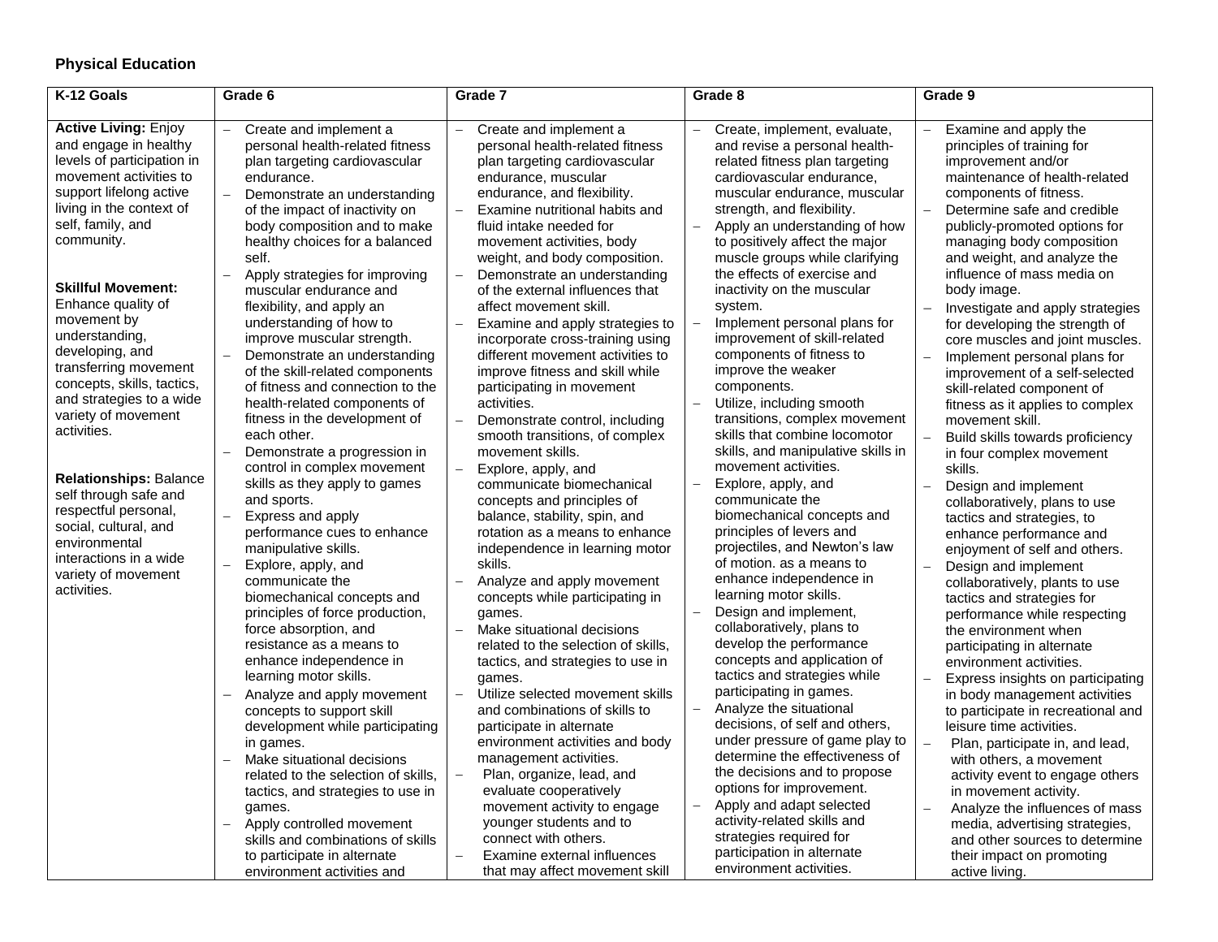**Physical Education**

| K-12 Goals | Grade 6 | Grade 7 | Grade 8 | Grade 9 |
|---|---|---|---|---|
| **Active Living:** Enjoy and engage in healthy levels of participation in movement activities to support lifelong active living in the context of self, family, and community.<br><br>**Skillful Movement:** Enhance quality of movement by understanding, developing, and transferring movement concepts, skills, tactics, and strategies to a wide variety of movement activities.<br><br>**Relationships:** Balance self through safe and respectful personal, social, cultural, and environmental interactions in a wide variety of movement activities. | – Create and implement a personal health-related fitness plan targeting cardiovascular endurance.<br>– Demonstrate an understanding of the impact of inactivity on body composition and to make healthy choices for a balanced self.<br>– Apply strategies for improving muscular endurance and flexibility, and apply an understanding of how to improve muscular strength.<br>– Demonstrate an understanding of the skill-related components of fitness and connection to the health-related components of fitness in the development of each other.<br>– Demonstrate a progression in control in complex movement skills as they apply to games and sports.<br>– Express and apply performance cues to enhance manipulative skills.<br>– Explore, apply, and communicate the biomechanical concepts and principles of force production, force absorption, and resistance as a means to enhance independence in learning motor skills.<br>– Analyze and apply movement concepts to support skill development while participating in games.<br>– Make situational decisions related to the selection of skills, tactics, and strategies to use in games.<br>– Apply controlled movement skills and combinations of skills to participate in alternate environment activities and | – Create and implement a personal health-related fitness plan targeting cardiovascular endurance, muscular endurance, and flexibility.<br>– Examine nutritional habits and fluid intake needed for movement activities, body weight, and body composition.<br>– Demonstrate an understanding of the external influences that affect movement skill.<br>– Examine and apply strategies to incorporate cross-training using different movement activities to improve fitness and skill while participating in movement activities.<br>– Demonstrate control, including smooth transitions, of complex movement skills.<br>– Explore, apply, and communicate biomechanical concepts and principles of balance, stability, spin, and rotation as a means to enhance independence in learning motor skills.<br>– Analyze and apply movement concepts while participating in games.<br>– Make situational decisions related to the selection of skills, tactics, and strategies to use in games.<br>– Utilize selected movement skills and combinations of skills to participate in alternate environment activities and body management activities.<br>– Plan, organize, lead, and evaluate cooperatively movement activity to engage younger students and to connect with others.<br>– Examine external influences that may affect movement skill | – Create, implement, evaluate, and revise a personal health-related fitness plan targeting cardiovascular endurance, muscular endurance, muscular strength, and flexibility.<br>– Apply an understanding of how to positively affect the major muscle groups while clarifying the effects of exercise and inactivity on the muscular system.<br>– Implement personal plans for improvement of skill-related components of fitness to improve the weaker components.<br>– Utilize, including smooth transitions, complex movement skills that combine locomotor skills, and manipulative skills in movement activities.<br>– Explore, apply, and communicate the biomechanical concepts and principles of levers and projectiles, and Newton's law of motion. as a means to enhance independence in learning motor skills.<br>– Design and implement, collaboratively, plans to develop the performance concepts and application of tactics and strategies while participating in games.<br>– Analyze the situational decisions, of self and others, under pressure of game play to determine the effectiveness of the decisions and to propose options for improvement.<br>– Apply and adapt selected activity-related skills and strategies required for participation in alternate environment activities. | – Examine and apply the principles of training for improvement and/or maintenance of health-related components of fitness.<br>– Determine safe and credible publicly-promoted options for managing body composition and weight, and analyze the influence of mass media on body image.<br>– Investigate and apply strategies for developing the strength of core muscles and joint muscles.<br>– Implement personal plans for improvement of a self-selected skill-related component of fitness as it applies to complex movement skill.<br>– Build skills towards proficiency in four complex movement skills.<br>– Design and implement collaboratively, plans to use tactics and strategies, to enhance performance and enjoyment of self and others.<br>– Design and implement collaboratively, plants to use tactics and strategies for performance while respecting the environment when participating in alternate environment activities.<br>– Express insights on participating in body management activities to participate in recreational and leisure time activities.<br>– Plan, participate in, and lead, with others, a movement activity event to engage others in movement activity.<br>– Analyze the influences of mass media, advertising strategies, and other sources to determine their impact on promoting active living. |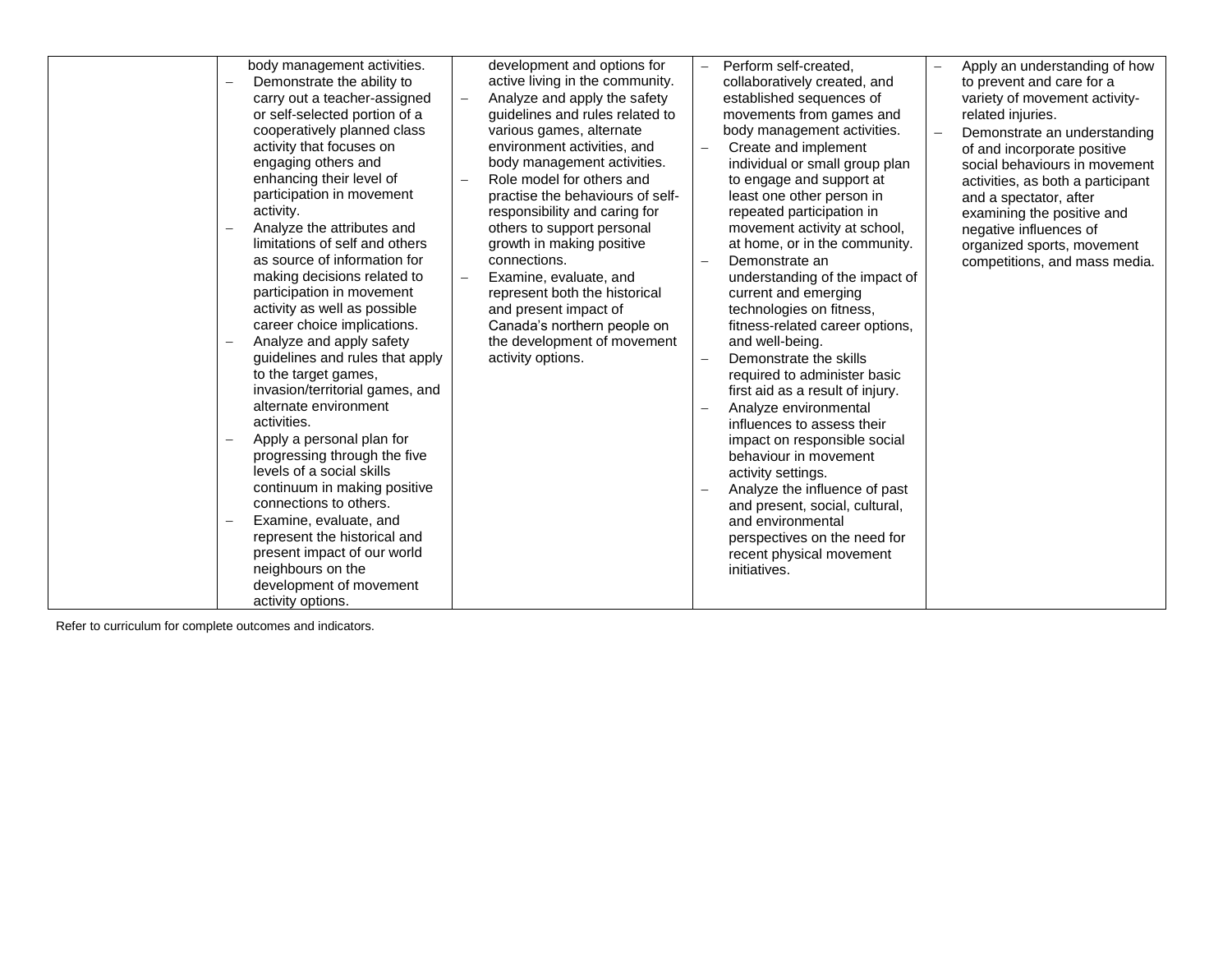| | | | | |
|---|---|---|---|---|
| | body management activities.<br>– Demonstrate the ability to carry out a teacher-assigned or self-selected portion of a cooperatively planned class activity that focuses on engaging others and enhancing their level of participation in movement activity.<br>– Analyze the attributes and limitations of self and others as source of information for making decisions related to participation in movement activity as well as possible career choice implications.<br>– Analyze and apply safety guidelines and rules that apply to the target games, invasion/territorial games, and alternate environment activities.<br>– Apply a personal plan for progressing through the five levels of a social skills continuum in making positive connections to others.<br>– Examine, evaluate, and represent the historical and present impact of our world neighbours on the development of movement activity options. | development and options for active living in the community.<br>– Analyze and apply the safety guidelines and rules related to various games, alternate environment activities, and body management activities.<br>– Role model for others and practise the behaviours of self-responsibility and caring for others to support personal growth in making positive connections.<br>– Examine, evaluate, and represent both the historical and present impact of Canada's northern people on the development of movement activity options. | – Perform self-created, collaboratively created, and established sequences of movements from games and body management activities.<br>– Create and implement individual or small group plan to engage and support at least one other person in repeated participation in movement activity at school, at home, or in the community.<br>– Demonstrate an understanding of the impact of current and emerging technologies on fitness, fitness-related career options, and well-being.<br>– Demonstrate the skills required to administer basic first aid as a result of injury.<br>– Analyze environmental influences to assess their impact on responsible social behaviour in movement activity settings.<br>– Analyze the influence of past and present, social, cultural, and environmental perspectives on the need for recent physical movement initiatives. | – Apply an understanding of how to prevent and care for a variety of movement activity-related injuries.<br>– Demonstrate an understanding of and incorporate positive social behaviours in movement activities, as both a participant and a spectator, after examining the positive and negative influences of organized sports, movement competitions, and mass media. |

Refer to curriculum for complete outcomes and indicators.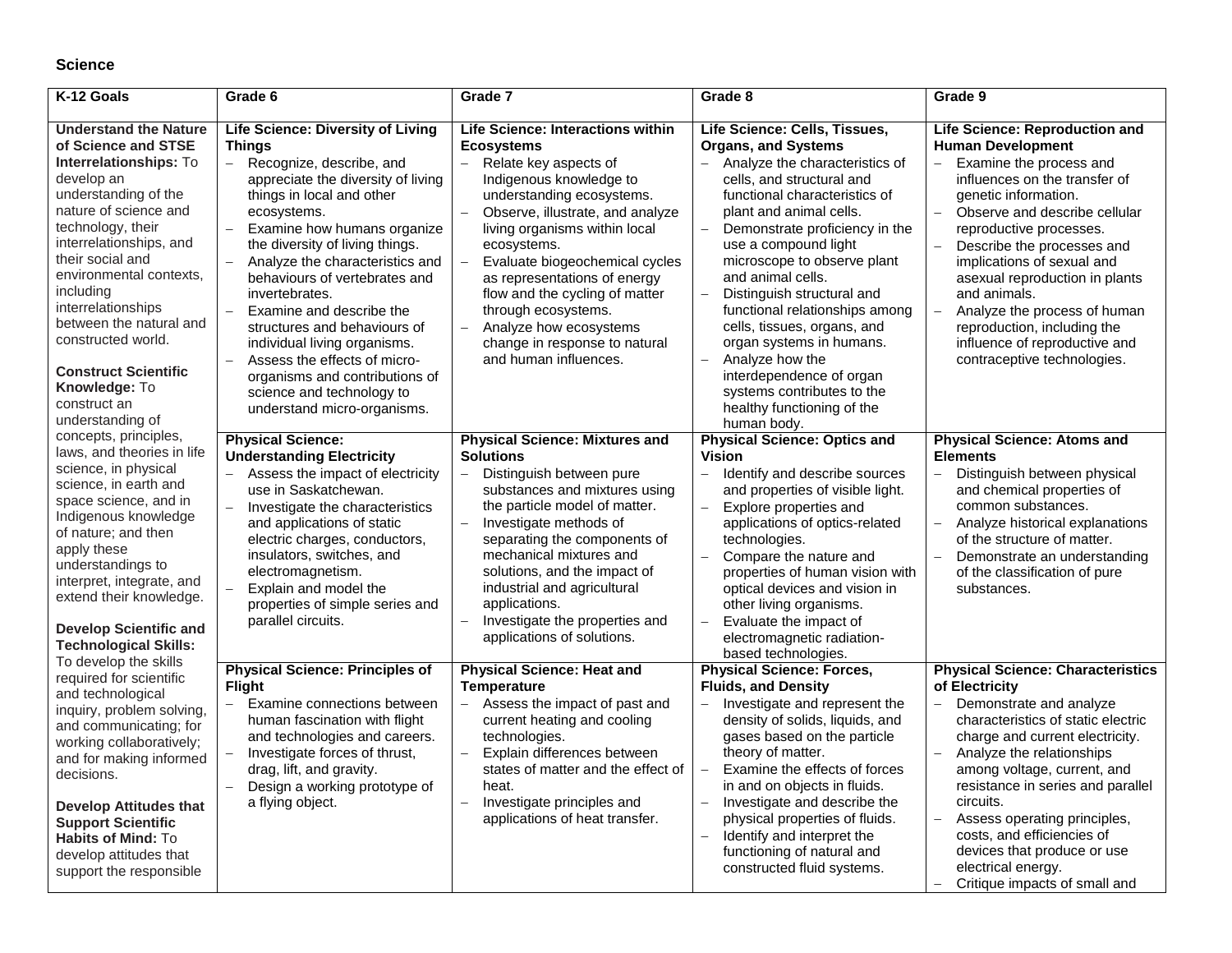**Science**

| K-12 Goals | Grade 6 | Grade 7 | Grade 8 | Grade 9 |
|---|---|---|---|---|
| **Understand the Nature of Science and STSE Interrelationships:** To develop an understanding of the nature of science and technology, their interrelationships, and their social and environmental contexts, including interrelationships between the natural and constructed world.<br><br>**Construct Scientific Knowledge:** To construct an understanding of concepts, principles, laws, and theories in life science, in physical science, in earth and space science, and in Indigenous knowledge of nature; and then apply these understandings to interpret, integrate, and extend their knowledge.<br><br>**Develop Scientific and Technological Skills:** To develop the skills required for scientific and technological inquiry, problem solving, and communicating; for working collaboratively; and for making informed decisions.<br><br>**Develop Attitudes that Support Scientific Habits of Mind:** To develop attitudes that support the responsible | **Life Science: Diversity of Living Things**<br>– Recognize, describe, and appreciate the diversity of living things in local and other ecosystems.<br>– Examine how humans organize the diversity of living things.<br>– Analyze the characteristics and behaviours of vertebrates and invertebrates.<br>– Examine and describe the structures and behaviours of individual living organisms.<br>– Assess the effects of micro-organisms and contributions of science and technology to understand micro-organisms.<br><br>**Physical Science: Understanding Electricity**<br>– Assess the impact of electricity use in Saskatchewan.<br>– Investigate the characteristics and applications of static electric charges, conductors, insulators, switches, and electromagnetism.<br>– Explain and model the properties of simple series and parallel circuits.<br><br>**Physical Science: Principles of Flight**<br>– Examine connections between human fascination with flight and technologies and careers.<br>– Investigate forces of thrust, drag, lift, and gravity.<br>– Design a working prototype of a flying object. | **Life Science: Interactions within Ecosystems**<br>– Relate key aspects of Indigenous knowledge to understanding ecosystems.<br>– Observe, illustrate, and analyze living organisms within local ecosystems.<br>– Evaluate biogeochemical cycles as representations of energy flow and the cycling of matter through ecosystems.<br>– Analyze how ecosystems change in response to natural and human influences.<br><br>**Physical Science: Mixtures and Solutions**<br>– Distinguish between pure substances and mixtures using the particle model of matter.<br>– Investigate methods of separating the components of mechanical mixtures and solutions, and the impact of industrial and agricultural applications.<br>– Investigate the properties and applications of solutions.<br><br>**Physical Science: Heat and Temperature**<br>– Assess the impact of past and current heating and cooling technologies.<br>– Explain differences between states of matter and the effect of heat.<br>– Investigate principles and applications of heat transfer. | **Life Science: Cells, Tissues, Organs, and Systems**<br>– Analyze the characteristics of cells, and structural and functional characteristics of plant and animal cells.<br>– Demonstrate proficiency in the use a compound light microscope to observe plant and animal cells.<br>– Distinguish structural and functional relationships among cells, tissues, organs, and organ systems in humans.<br>– Analyze how the interdependence of organ systems contributes to the healthy functioning of the human body.<br><br>**Physical Science: Optics and Vision**<br>– Identify and describe sources and properties of visible light.<br>– Explore properties and applications of optics-related technologies.<br>– Compare the nature and properties of human vision with optical devices and vision in other living organisms.<br>– Evaluate the impact of electromagnetic radiation-based technologies.<br><br>**Physical Science: Forces, Fluids, and Density**<br>– Investigate and represent the density of solids, liquids, and gases based on the particle theory of matter.<br>– Examine the effects of forces in and on objects in fluids.<br>– Investigate and describe the physical properties of fluids.<br>– Identify and interpret the functioning of natural and constructed fluid systems. | **Life Science: Reproduction and Human Development**<br>– Examine the process and influences on the transfer of genetic information.<br>– Observe and describe cellular reproductive processes.<br>– Describe the processes and implications of sexual and asexual reproduction in plants and animals.<br>– Analyze the process of human reproduction, including the influence of reproductive and contraceptive technologies.<br><br>**Physical Science: Atoms and Elements**<br>– Distinguish between physical and chemical properties of common substances.<br>– Analyze historical explanations of the structure of matter.<br>– Demonstrate an understanding of the classification of pure substances.<br><br>**Physical Science: Characteristics of Electricity**<br>– Demonstrate and analyze characteristics of static electric charge and current electricity.<br>– Analyze the relationships among voltage, current, and resistance in series and parallel circuits.<br>– Assess operating principles, costs, and efficiencies of devices that produce or use electrical energy.<br>– Critique impacts of small and |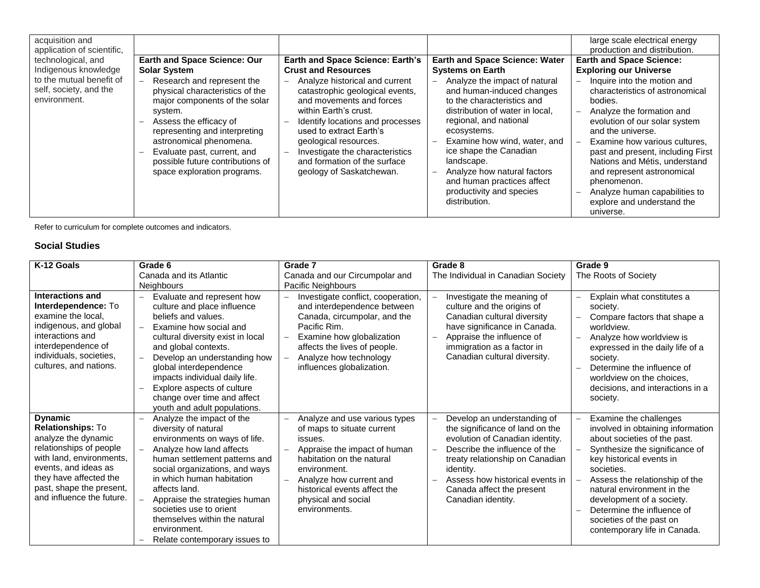| | | | | |
|---|---|---|---|---|
| acquisition and application of scientific, technological, and Indigenous knowledge to the mutual benefit of self, society, and the environment. | | | | large scale electrical energy production and distribution. |
| | **Earth and Space Science: Our Solar System**<br>– Research and represent the physical characteristics of the major components of the solar system.<br>– Assess the efficacy of representing and interpreting astronomical phenomena.<br>– Evaluate past, current, and possible future contributions of space exploration programs. | **Earth and Space Science: Earth's Crust and Resources**<br>– Analyze historical and current catastrophic geological events, and movements and forces within Earth's crust.<br>– Identify locations and processes used to extract Earth's geological resources.<br>– Investigate the characteristics and formation of the surface geology of Saskatchewan. | **Earth and Space Science: Water Systems on Earth**<br>– Analyze the impact of natural and human-induced changes to the characteristics and distribution of water in local, regional, and national ecosystems.<br>– Examine how wind, water, and ice shape the Canadian landscape.<br>– Analyze how natural factors and human practices affect productivity and species distribution. | **Earth and Space Science: Exploring our Universe**<br>– Inquire into the motion and characteristics of astronomical bodies.<br>– Analyze the formation and evolution of our solar system and the universe.<br>– Examine how various cultures, past and present, including First Nations and Métis, understand and represent astronomical phenomenon.<br>– Analyze human capabilities to explore and understand the universe. |

Refer to curriculum for complete outcomes and indicators.

### Social Studies

| K-12 Goals | Grade 6<br>Canada and its Atlantic Neighbours | Grade 7<br>Canada and our Circumpolar and Pacific Neighbours | Grade 8<br>The Individual in Canadian Society | Grade 9<br>The Roots of Society |
|---|---|---|---|---|
| **Interactions and Interdependence:** To examine the local, indigenous, and global interactions and interdependence of individuals, societies, cultures, and nations. | – Evaluate and represent how culture and place influence beliefs and values.<br>– Examine how social and cultural diversity exist in local and global contexts.<br>– Develop an understanding how global interdependence impacts individual daily life.<br>– Explore aspects of culture change over time and affect youth and adult populations. | – Investigate conflict, cooperation, and interdependence between Canada, circumpolar, and the Pacific Rim.<br>– Examine how globalization affects the lives of people.<br>– Analyze how technology influences globalization. | – Investigate the meaning of culture and the origins of Canadian cultural diversity have significance in Canada.<br>– Appraise the influence of immigration as a factor in Canadian cultural diversity. | – Explain what constitutes a society.<br>– Compare factors that shape a worldview.<br>– Analyze how worldview is expressed in the daily life of a society.<br>– Determine the influence of worldview on the choices, decisions, and interactions in a society. |
| **Dynamic Relationships:** To analyze the dynamic relationships of people with land, environments, events, and ideas as they have affected the past, shape the present, and influence the future. | – Analyze the impact of the diversity of natural environments on ways of life.<br>– Analyze how land affects human settlement patterns and social organizations, and ways in which human habitation affects land.<br>– Appraise the strategies human societies use to orient themselves within the natural environment.<br>– Relate contemporary issues to | – Analyze and use various types of maps to situate current issues.<br>– Appraise the impact of human habitation on the natural environment.<br>– Analyze how current and historical events affect the physical and social environments. | – Develop an understanding of the significance of land on the evolution of Canadian identity.<br>– Describe the influence of the treaty relationship on Canadian identity.<br>– Assess how historical events in Canada affect the present Canadian identity. | – Examine the challenges involved in obtaining information about societies of the past.<br>– Synthesize the significance of key historical events in societies.<br>– Assess the relationship of the natural environment in the development of a society.<br>– Determine the influence of societies of the past on contemporary life in Canada. |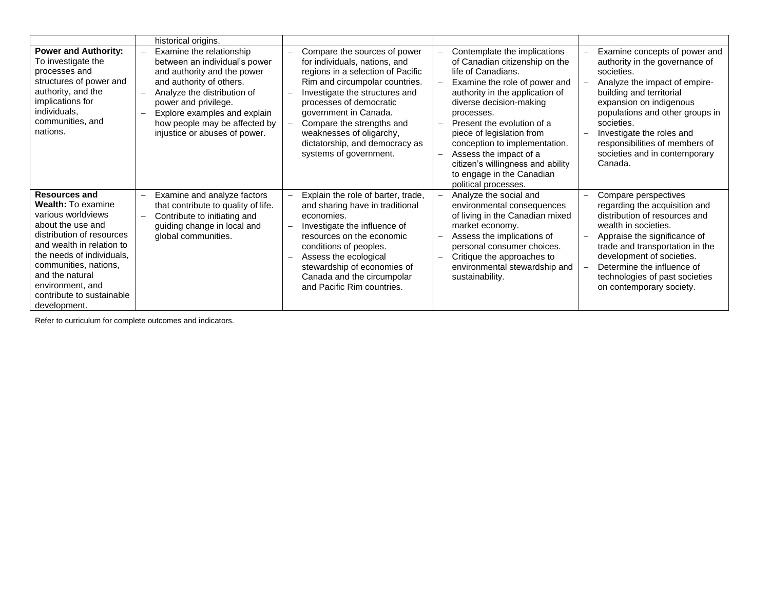| | | | | |
|---|---|---|---|---|
| | historical origins. | | | |
| **Power and Authority:** To investigate the processes and structures of power and authority, and the implications for individuals, communities, and nations. | – Examine the relationship between an individual's power and authority and the power and authority of others.<br>– Analyze the distribution of power and privilege.<br>– Explore examples and explain how people may be affected by injustice or abuses of power. | – Compare the sources of power for individuals, nations, and regions in a selection of Pacific Rim and circumpolar countries.<br>– Investigate the structures and processes of democratic government in Canada.<br>– Compare the strengths and weaknesses of oligarchy, dictatorship, and democracy as systems of government. | – Contemplate the implications of Canadian citizenship on the life of Canadians.<br>– Examine the role of power and authority in the application of diverse decision-making processes.<br>– Present the evolution of a piece of legislation from conception to implementation.<br>– Assess the impact of a citizen's willingness and ability to engage in the Canadian political processes. | – Examine concepts of power and authority in the governance of societies.<br>– Analyze the impact of empire-building and territorial expansion on indigenous populations and other groups in societies.<br>– Investigate the roles and responsibilities of members of societies and in contemporary Canada. |
| **Resources and Wealth:** To examine various worldviews about the use and distribution of resources and wealth in relation to the needs of individuals, communities, nations, and the natural environment, and contribute to sustainable development. | – Examine and analyze factors that contribute to quality of life.<br>– Contribute to initiating and guiding change in local and global communities. | – Explain the role of barter, trade, and sharing have in traditional economies.<br>– Investigate the influence of resources on the economic conditions of peoples.<br>– Assess the ecological stewardship of economies of Canada and the circumpolar and Pacific Rim countries. | – Analyze the social and environmental consequences of living in the Canadian mixed market economy.<br>– Assess the implications of personal consumer choices.<br>– Critique the approaches to environmental stewardship and sustainability. | – Compare perspectives regarding the acquisition and distribution of resources and wealth in societies.<br>– Appraise the significance of trade and transportation in the development of societies.<br>– Determine the influence of technologies of past societies on contemporary society. |

Refer to curriculum for complete outcomes and indicators.